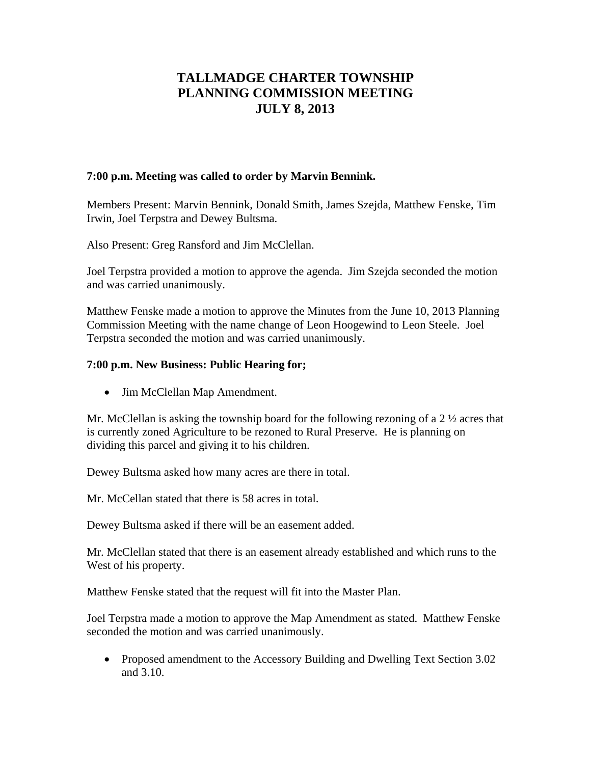# TALLMADGE CHARTER TOWNSHIP
# PLANNING COMMISSION MEETING
# JULY 8, 2013

**7:00 p.m. Meeting was called to order by Marvin Bennink.**

Members Present: Marvin Bennink, Donald Smith, James Szejda, Matthew Fenske, Tim Irwin, Joel Terpstra and Dewey Bultsma.

Also Present: Greg Ransford and Jim McClellan.

Joel Terpstra provided a motion to approve the agenda. Jim Szejda seconded the motion and was carried unanimously.

Matthew Fenske made a motion to approve the Minutes from the June 10, 2013 Planning Commission Meeting with the name change of Leon Hoogewind to Leon Steele. Joel Terpstra seconded the motion and was carried unanimously.

**7:00 p.m. New Business: Public Hearing for;**

- Jim McClellan Map Amendment.

Mr. McClellan is asking the township board for the following rezoning of a 2 ½ acres that is currently zoned Agriculture to be rezoned to Rural Preserve. He is planning on dividing this parcel and giving it to his children.

Dewey Bultsma asked how many acres are there in total.

Mr. McCellan stated that there is 58 acres in total.

Dewey Bultsma asked if there will be an easement added.

Mr. McClellan stated that there is an easement already established and which runs to the West of his property.

Matthew Fenske stated that the request will fit into the Master Plan.

Joel Terpstra made a motion to approve the Map Amendment as stated. Matthew Fenske seconded the motion and was carried unanimously.

- Proposed amendment to the Accessory Building and Dwelling Text Section 3.02 and 3.10.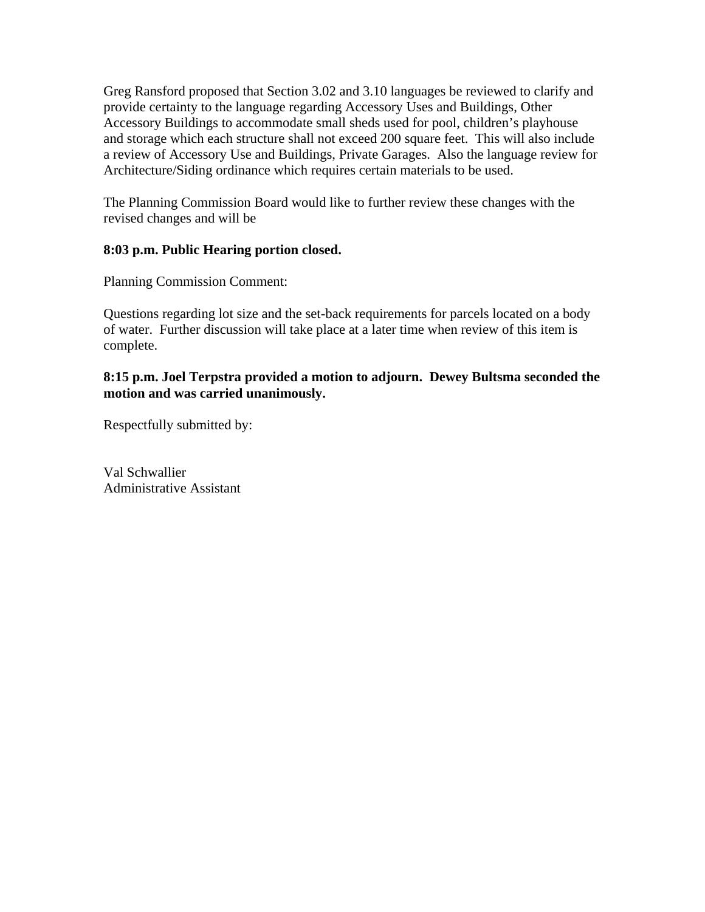Greg Ransford proposed that Section 3.02 and 3.10 languages be reviewed to clarify and provide certainty to the language regarding Accessory Uses and Buildings, Other Accessory Buildings to accommodate small sheds used for pool, children's playhouse and storage which each structure shall not exceed 200 square feet. This will also include a review of Accessory Use and Buildings, Private Garages. Also the language review for Architecture/Siding ordinance which requires certain materials to be used.

The Planning Commission Board would like to further review these changes with the revised changes and will be

**8:03 p.m. Public Hearing portion closed.**

Planning Commission Comment:

Questions regarding lot size and the set-back requirements for parcels located on a body of water. Further discussion will take place at a later time when review of this item is complete.

**8:15 p.m. Joel Terpstra provided a motion to adjourn. Dewey Bultsma seconded the motion and was carried unanimously.**

Respectfully submitted by:

Val Schwallier
Administrative Assistant